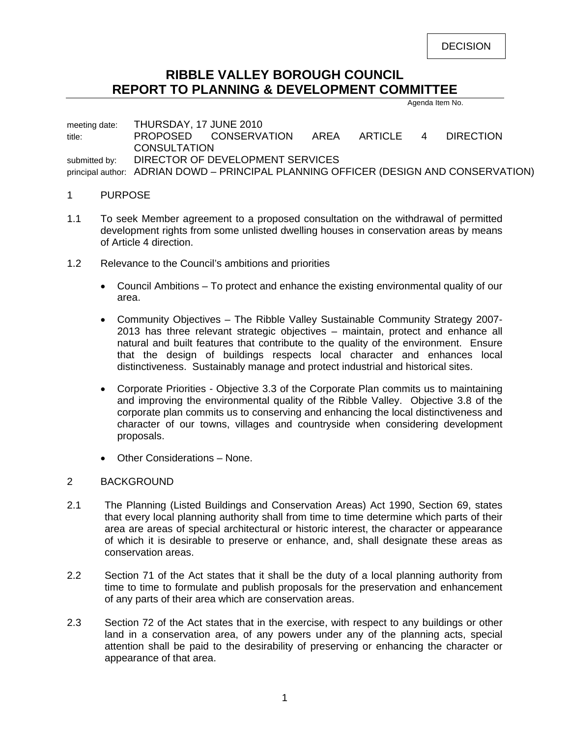DECISION

# RIBBLE VALLEY BOROUGH COUNCIL
# REPORT TO PLANNING & DEVELOPMENT COMMITTEE

Agenda Item No.

meeting date: THURSDAY, 17 JUNE 2010
title: PROPOSED CONSERVATION AREA ARTICLE 4 DIRECTION CONSULTATION
submitted by: DIRECTOR OF DEVELOPMENT SERVICES
principal author: ADRIAN DOWD – PRINCIPAL PLANNING OFFICER (DESIGN AND CONSERVATION)

## 1 PURPOSE

1.1 To seek Member agreement to a proposed consultation on the withdrawal of permitted development rights from some unlisted dwelling houses in conservation areas by means of Article 4 direction.

1.2 Relevance to the Council's ambitions and priorities

- Council Ambitions – To protect and enhance the existing environmental quality of our area.
- Community Objectives – The Ribble Valley Sustainable Community Strategy 2007-2013 has three relevant strategic objectives – maintain, protect and enhance all natural and built features that contribute to the quality of the environment. Ensure that the design of buildings respects local character and enhances local distinctiveness. Sustainably manage and protect industrial and historical sites.
- Corporate Priorities - Objective 3.3 of the Corporate Plan commits us to maintaining and improving the environmental quality of the Ribble Valley. Objective 3.8 of the corporate plan commits us to conserving and enhancing the local distinctiveness and character of our towns, villages and countryside when considering development proposals.
- Other Considerations – None.

## 2 BACKGROUND

2.1 The Planning (Listed Buildings and Conservation Areas) Act 1990, Section 69, states that every local planning authority shall from time to time determine which parts of their area are areas of special architectural or historic interest, the character or appearance of which it is desirable to preserve or enhance, and, shall designate these areas as conservation areas.

2.2 Section 71 of the Act states that it shall be the duty of a local planning authority from time to time to formulate and publish proposals for the preservation and enhancement of any parts of their area which are conservation areas.

2.3 Section 72 of the Act states that in the exercise, with respect to any buildings or other land in a conservation area, of any powers under any of the planning acts, special attention shall be paid to the desirability of preserving or enhancing the character or appearance of that area.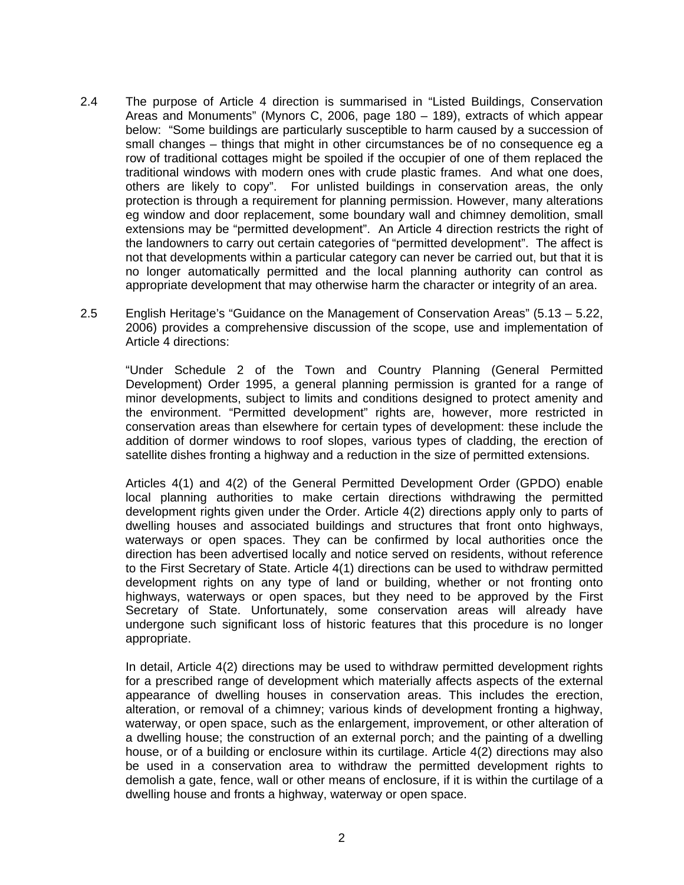2.4 The purpose of Article 4 direction is summarised in “Listed Buildings, Conservation Areas and Monuments” (Mynors C, 2006, page 180 – 189), extracts of which appear below: “Some buildings are particularly susceptible to harm caused by a succession of small changes – things that might in other circumstances be of no consequence eg a row of traditional cottages might be spoiled if the occupier of one of them replaced the traditional windows with modern ones with crude plastic frames. And what one does, others are likely to copy”. For unlisted buildings in conservation areas, the only protection is through a requirement for planning permission. However, many alterations eg window and door replacement, some boundary wall and chimney demolition, small extensions may be “permitted development”. An Article 4 direction restricts the right of the landowners to carry out certain categories of “permitted development”. The affect is not that developments within a particular category can never be carried out, but that it is no longer automatically permitted and the local planning authority can control as appropriate development that may otherwise harm the character or integrity of an area.

2.5 English Heritage’s “Guidance on the Management of Conservation Areas” (5.13 – 5.22, 2006) provides a comprehensive discussion of the scope, use and implementation of Article 4 directions:

“Under Schedule 2 of the Town and Country Planning (General Permitted Development) Order 1995, a general planning permission is granted for a range of minor developments, subject to limits and conditions designed to protect amenity and the environment. “Permitted development” rights are, however, more restricted in conservation areas than elsewhere for certain types of development: these include the addition of dormer windows to roof slopes, various types of cladding, the erection of satellite dishes fronting a highway and a reduction in the size of permitted extensions.

Articles 4(1) and 4(2) of the General Permitted Development Order (GPDO) enable local planning authorities to make certain directions withdrawing the permitted development rights given under the Order. Article 4(2) directions apply only to parts of dwelling houses and associated buildings and structures that front onto highways, waterways or open spaces. They can be confirmed by local authorities once the direction has been advertised locally and notice served on residents, without reference to the First Secretary of State. Article 4(1) directions can be used to withdraw permitted development rights on any type of land or building, whether or not fronting onto highways, waterways or open spaces, but they need to be approved by the First Secretary of State. Unfortunately, some conservation areas will already have undergone such significant loss of historic features that this procedure is no longer appropriate.

In detail, Article 4(2) directions may be used to withdraw permitted development rights for a prescribed range of development which materially affects aspects of the external appearance of dwelling houses in conservation areas. This includes the erection, alteration, or removal of a chimney; various kinds of development fronting a highway, waterway, or open space, such as the enlargement, improvement, or other alteration of a dwelling house; the construction of an external porch; and the painting of a dwelling house, or of a building or enclosure within its curtilage. Article 4(2) directions may also be used in a conservation area to withdraw the permitted development rights to demolish a gate, fence, wall or other means of enclosure, if it is within the curtilage of a dwelling house and fronts a highway, waterway or open space.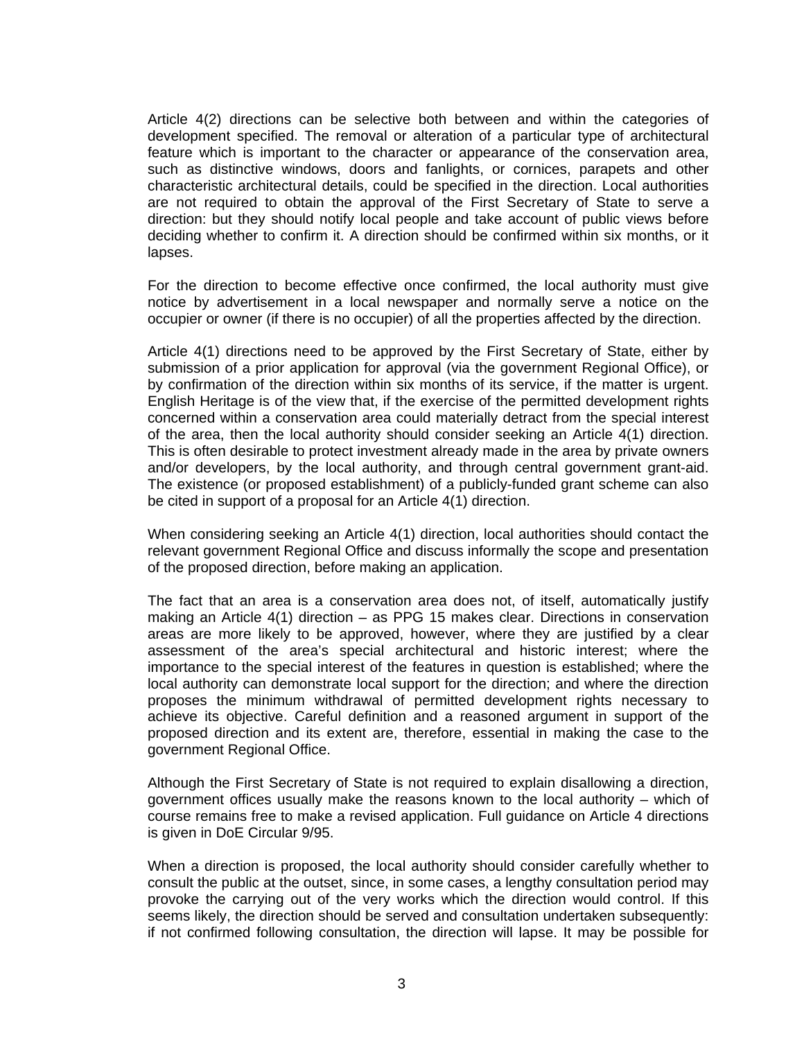Article 4(2) directions can be selective both between and within the categories of development specified. The removal or alteration of a particular type of architectural feature which is important to the character or appearance of the conservation area, such as distinctive windows, doors and fanlights, or cornices, parapets and other characteristic architectural details, could be specified in the direction. Local authorities are not required to obtain the approval of the First Secretary of State to serve a direction: but they should notify local people and take account of public views before deciding whether to confirm it. A direction should be confirmed within six months, or it lapses.

For the direction to become effective once confirmed, the local authority must give notice by advertisement in a local newspaper and normally serve a notice on the occupier or owner (if there is no occupier) of all the properties affected by the direction.

Article 4(1) directions need to be approved by the First Secretary of State, either by submission of a prior application for approval (via the government Regional Office), or by confirmation of the direction within six months of its service, if the matter is urgent. English Heritage is of the view that, if the exercise of the permitted development rights concerned within a conservation area could materially detract from the special interest of the area, then the local authority should consider seeking an Article 4(1) direction. This is often desirable to protect investment already made in the area by private owners and/or developers, by the local authority, and through central government grant-aid. The existence (or proposed establishment) of a publicly-funded grant scheme can also be cited in support of a proposal for an Article 4(1) direction.

When considering seeking an Article 4(1) direction, local authorities should contact the relevant government Regional Office and discuss informally the scope and presentation of the proposed direction, before making an application.

The fact that an area is a conservation area does not, of itself, automatically justify making an Article 4(1) direction – as PPG 15 makes clear. Directions in conservation areas are more likely to be approved, however, where they are justified by a clear assessment of the area's special architectural and historic interest; where the importance to the special interest of the features in question is established; where the local authority can demonstrate local support for the direction; and where the direction proposes the minimum withdrawal of permitted development rights necessary to achieve its objective. Careful definition and a reasoned argument in support of the proposed direction and its extent are, therefore, essential in making the case to the government Regional Office.

Although the First Secretary of State is not required to explain disallowing a direction, government offices usually make the reasons known to the local authority – which of course remains free to make a revised application. Full guidance on Article 4 directions is given in DoE Circular 9/95.

When a direction is proposed, the local authority should consider carefully whether to consult the public at the outset, since, in some cases, a lengthy consultation period may provoke the carrying out of the very works which the direction would control. If this seems likely, the direction should be served and consultation undertaken subsequently: if not confirmed following consultation, the direction will lapse. It may be possible for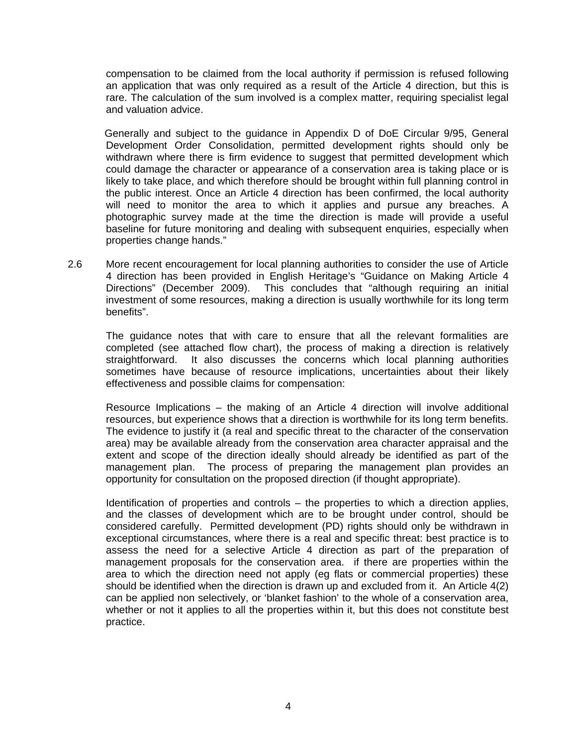compensation to be claimed from the local authority if permission is refused following an application that was only required as a result of the Article 4 direction, but this is rare. The calculation of the sum involved is a complex matter, requiring specialist legal and valuation advice.

Generally and subject to the guidance in Appendix D of DoE Circular 9/95, General Development Order Consolidation, permitted development rights should only be withdrawn where there is firm evidence to suggest that permitted development which could damage the character or appearance of a conservation area is taking place or is likely to take place, and which therefore should be brought within full planning control in the public interest. Once an Article 4 direction has been confirmed, the local authority will need to monitor the area to which it applies and pursue any breaches. A photographic survey made at the time the direction is made will provide a useful baseline for future monitoring and dealing with subsequent enquiries, especially when properties change hands."

2.6 More recent encouragement for local planning authorities to consider the use of Article 4 direction has been provided in English Heritage's "Guidance on Making Article 4 Directions" (December 2009). This concludes that "although requiring an initial investment of some resources, making a direction is usually worthwhile for its long term benefits".

The guidance notes that with care to ensure that all the relevant formalities are completed (see attached flow chart), the process of making a direction is relatively straightforward. It also discusses the concerns which local planning authorities sometimes have because of resource implications, uncertainties about their likely effectiveness and possible claims for compensation:

Resource Implications – the making of an Article 4 direction will involve additional resources, but experience shows that a direction is worthwhile for its long term benefits. The evidence to justify it (a real and specific threat to the character of the conservation area) may be available already from the conservation area character appraisal and the extent and scope of the direction ideally should already be identified as part of the management plan. The process of preparing the management plan provides an opportunity for consultation on the proposed direction (if thought appropriate).

Identification of properties and controls – the properties to which a direction applies, and the classes of development which are to be brought under control, should be considered carefully. Permitted development (PD) rights should only be withdrawn in exceptional circumstances, where there is a real and specific threat: best practice is to assess the need for a selective Article 4 direction as part of the preparation of management proposals for the conservation area. if there are properties within the area to which the direction need not apply (eg flats or commercial properties) these should be identified when the direction is drawn up and excluded from it. An Article 4(2) can be applied non selectively, or 'blanket fashion' to the whole of a conservation area, whether or not it applies to all the properties within it, but this does not constitute best practice.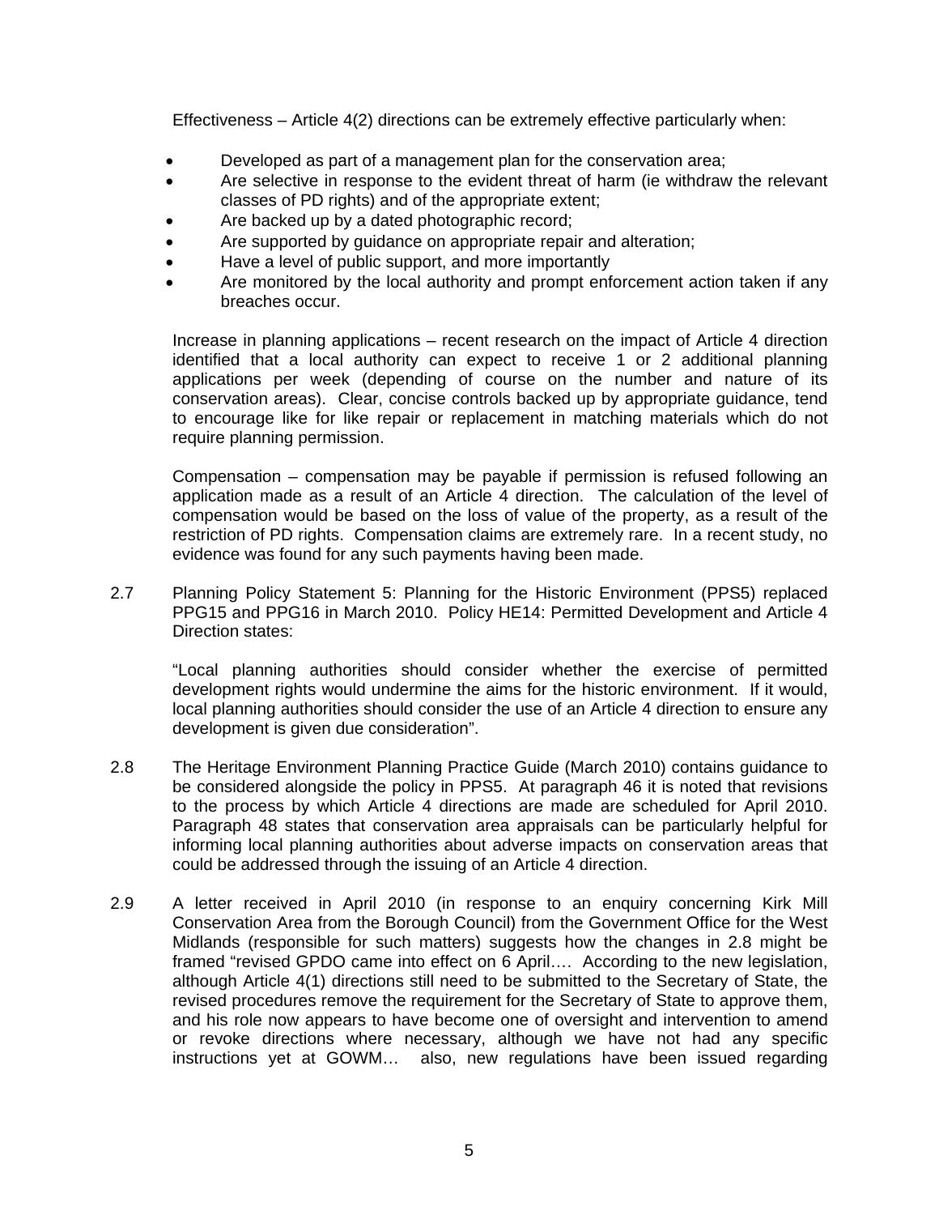Effectiveness – Article 4(2) directions can be extremely effective particularly when:

- Developed as part of a management plan for the conservation area;
- Are selective in response to the evident threat of harm (ie withdraw the relevant classes of PD rights) and of the appropriate extent;
- Are backed up by a dated photographic record;
- Are supported by guidance on appropriate repair and alteration;
- Have a level of public support, and more importantly
- Are monitored by the local authority and prompt enforcement action taken if any breaches occur.

Increase in planning applications – recent research on the impact of Article 4 direction identified that a local authority can expect to receive 1 or 2 additional planning applications per week (depending of course on the number and nature of its conservation areas). Clear, concise controls backed up by appropriate guidance, tend to encourage like for like repair or replacement in matching materials which do not require planning permission.

Compensation – compensation may be payable if permission is refused following an application made as a result of an Article 4 direction. The calculation of the level of compensation would be based on the loss of value of the property, as a result of the restriction of PD rights. Compensation claims are extremely rare. In a recent study, no evidence was found for any such payments having been made.

2.7 Planning Policy Statement 5: Planning for the Historic Environment (PPS5) replaced PPG15 and PPG16 in March 2010. Policy HE14: Permitted Development and Article 4 Direction states:

"Local planning authorities should consider whether the exercise of permitted development rights would undermine the aims for the historic environment. If it would, local planning authorities should consider the use of an Article 4 direction to ensure any development is given due consideration".

2.8 The Heritage Environment Planning Practice Guide (March 2010) contains guidance to be considered alongside the policy in PPS5. At paragraph 46 it is noted that revisions to the process by which Article 4 directions are made are scheduled for April 2010. Paragraph 48 states that conservation area appraisals can be particularly helpful for informing local planning authorities about adverse impacts on conservation areas that could be addressed through the issuing of an Article 4 direction.

2.9 A letter received in April 2010 (in response to an enquiry concerning Kirk Mill Conservation Area from the Borough Council) from the Government Office for the West Midlands (responsible for such matters) suggests how the changes in 2.8 might be framed "revised GPDO came into effect on 6 April…. According to the new legislation, although Article 4(1) directions still need to be submitted to the Secretary of State, the revised procedures remove the requirement for the Secretary of State to approve them, and his role now appears to have become one of oversight and intervention to amend or revoke directions where necessary, although we have not had any specific instructions yet at GOWM… also, new regulations have been issued regarding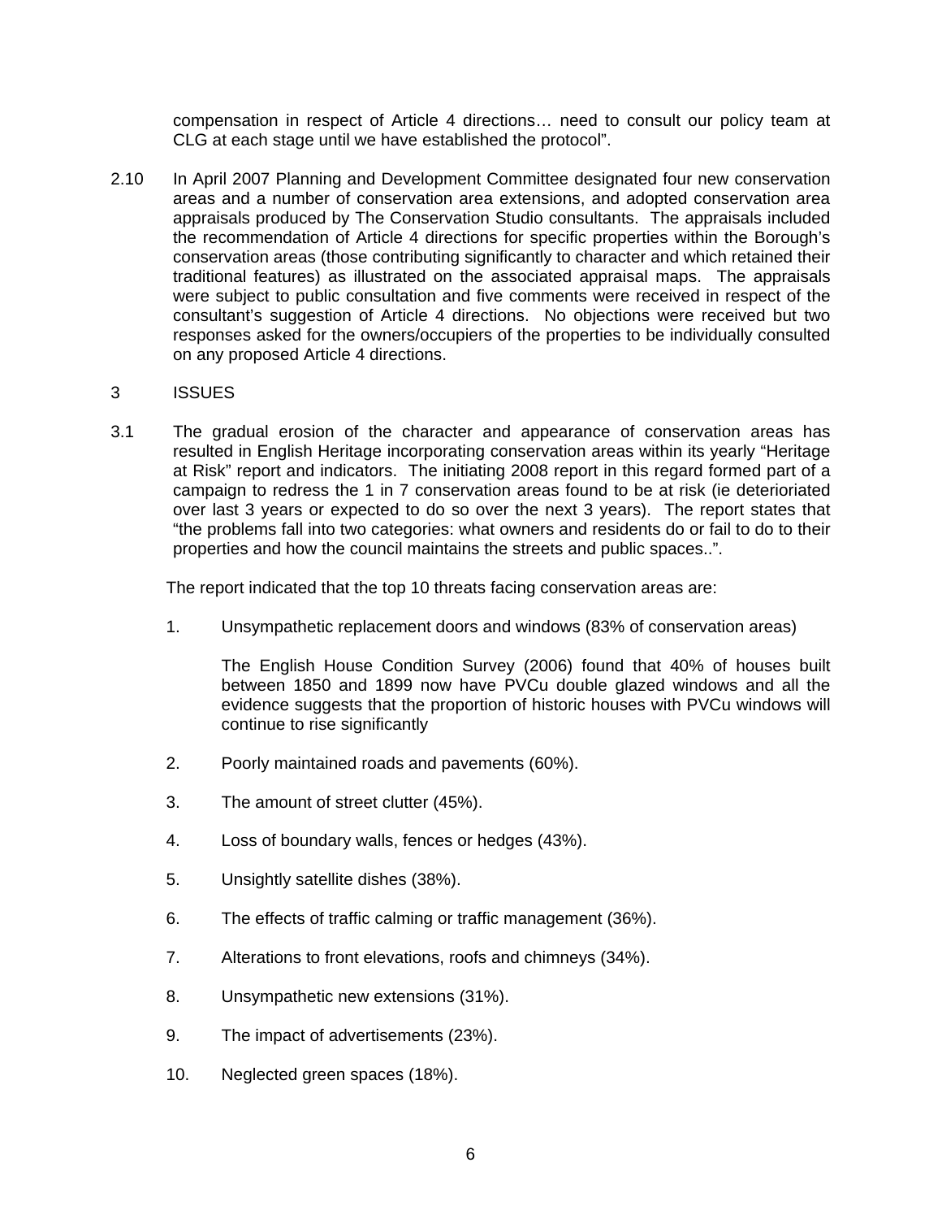compensation in respect of Article 4 directions… need to consult our policy team at CLG at each stage until we have established the protocol".

2.10 In April 2007 Planning and Development Committee designated four new conservation areas and a number of conservation area extensions, and adopted conservation area appraisals produced by The Conservation Studio consultants. The appraisals included the recommendation of Article 4 directions for specific properties within the Borough's conservation areas (those contributing significantly to character and which retained their traditional features) as illustrated on the associated appraisal maps. The appraisals were subject to public consultation and five comments were received in respect of the consultant's suggestion of Article 4 directions. No objections were received but two responses asked for the owners/occupiers of the properties to be individually consulted on any proposed Article 4 directions.

## 3 ISSUES

3.1 The gradual erosion of the character and appearance of conservation areas has resulted in English Heritage incorporating conservation areas within its yearly "Heritage at Risk" report and indicators. The initiating 2008 report in this regard formed part of a campaign to redress the 1 in 7 conservation areas found to be at risk (ie deterioriated over last 3 years or expected to do so over the next 3 years). The report states that "the problems fall into two categories: what owners and residents do or fail to do to their properties and how the council maintains the streets and public spaces..".

The report indicated that the top 10 threats facing conservation areas are:

1. Unsympathetic replacement doors and windows (83% of conservation areas)

   The English House Condition Survey (2006) found that 40% of houses built between 1850 and 1899 now have PVCu double glazed windows and all the evidence suggests that the proportion of historic houses with PVCu windows will continue to rise significantly

2. Poorly maintained roads and pavements (60%).

3. The amount of street clutter (45%).

4. Loss of boundary walls, fences or hedges (43%).

5. Unsightly satellite dishes (38%).

6. The effects of traffic calming or traffic management (36%).

7. Alterations to front elevations, roofs and chimneys (34%).

8. Unsympathetic new extensions (31%).

9. The impact of advertisements (23%).

10. Neglected green spaces (18%).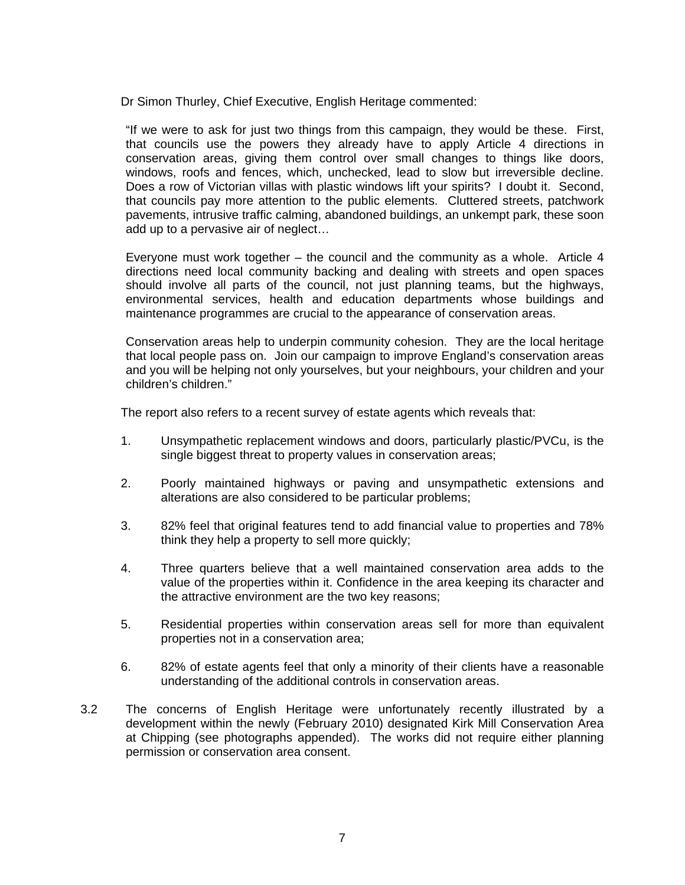Dr Simon Thurley, Chief Executive, English Heritage commented:

> "If we were to ask for just two things from this campaign, they would be these. First, that councils use the powers they already have to apply Article 4 directions in conservation areas, giving them control over small changes to things like doors, windows, roofs and fences, which, unchecked, lead to slow but irreversible decline. Does a row of Victorian villas with plastic windows lift your spirits? I doubt it. Second, that councils pay more attention to the public elements. Cluttered streets, patchwork pavements, intrusive traffic calming, abandoned buildings, an unkempt park, these soon add up to a pervasive air of neglect…
>
> Everyone must work together – the council and the community as a whole. Article 4 directions need local community backing and dealing with streets and open spaces should involve all parts of the council, not just planning teams, but the highways, environmental services, health and education departments whose buildings and maintenance programmes are crucial to the appearance of conservation areas.
>
> Conservation areas help to underpin community cohesion. They are the local heritage that local people pass on. Join our campaign to improve England's conservation areas and you will be helping not only yourselves, but your neighbours, your children and your children's children."

The report also refers to a recent survey of estate agents which reveals that:

1. Unsympathetic replacement windows and doors, particularly plastic/PVCu, is the single biggest threat to property values in conservation areas;
2. Poorly maintained highways or paving and unsympathetic extensions and alterations are also considered to be particular problems;
3. 82% feel that original features tend to add financial value to properties and 78% think they help a property to sell more quickly;
4. Three quarters believe that a well maintained conservation area adds to the value of the properties within it. Confidence in the area keeping its character and the attractive environment are the two key reasons;
5. Residential properties within conservation areas sell for more than equivalent properties not in a conservation area;
6. 82% of estate agents feel that only a minority of their clients have a reasonable understanding of the additional controls in conservation areas.

3.2 The concerns of English Heritage were unfortunately recently illustrated by a development within the newly (February 2010) designated Kirk Mill Conservation Area at Chipping (see photographs appended). The works did not require either planning permission or conservation area consent.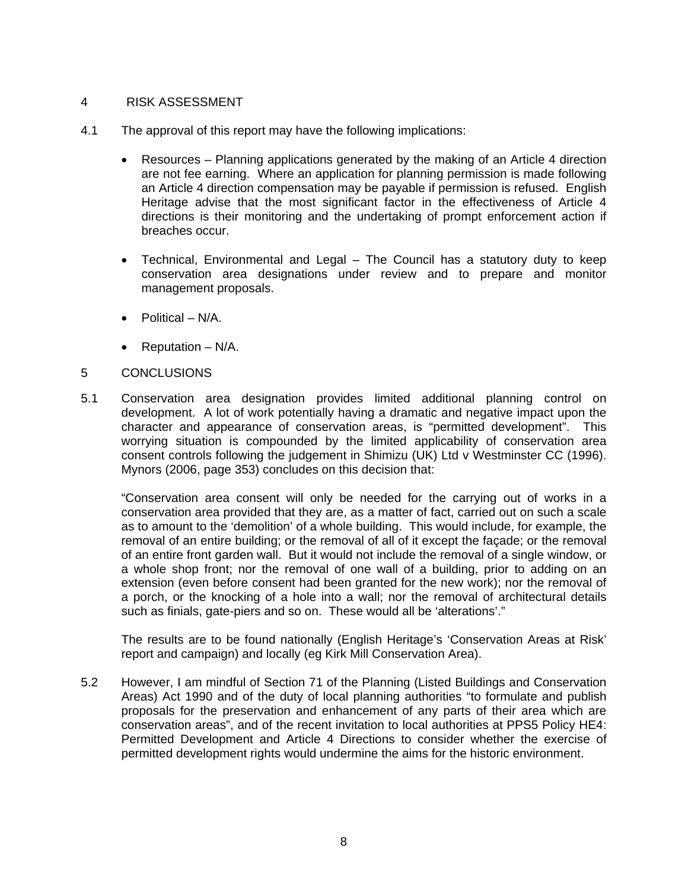## 4 RISK ASSESSMENT

4.1 The approval of this report may have the following implications:

- Resources – Planning applications generated by the making of an Article 4 direction are not fee earning. Where an application for planning permission is made following an Article 4 direction compensation may be payable if permission is refused. English Heritage advise that the most significant factor in the effectiveness of Article 4 directions is their monitoring and the undertaking of prompt enforcement action if breaches occur.

- Technical, Environmental and Legal – The Council has a statutory duty to keep conservation area designations under review and to prepare and monitor management proposals.

- Political – N/A.

- Reputation – N/A.

## 5 CONCLUSIONS

5.1 Conservation area designation provides limited additional planning control on development. A lot of work potentially having a dramatic and negative impact upon the character and appearance of conservation areas, is "permitted development". This worrying situation is compounded by the limited applicability of conservation area consent controls following the judgement in Shimizu (UK) Ltd v Westminster CC (1996). Mynors (2006, page 353) concludes on this decision that:

"Conservation area consent will only be needed for the carrying out of works in a conservation area provided that they are, as a matter of fact, carried out on such a scale as to amount to the 'demolition' of a whole building. This would include, for example, the removal of an entire building; or the removal of all of it except the façade; or the removal of an entire front garden wall. But it would not include the removal of a single window, or a whole shop front; nor the removal of one wall of a building, prior to adding on an extension (even before consent had been granted for the new work); nor the removal of a porch, or the knocking of a hole into a wall; nor the removal of architectural details such as finials, gate-piers and so on. These would all be 'alterations'."

The results are to be found nationally (English Heritage's 'Conservation Areas at Risk' report and campaign) and locally (eg Kirk Mill Conservation Area).

5.2 However, I am mindful of Section 71 of the Planning (Listed Buildings and Conservation Areas) Act 1990 and of the duty of local planning authorities "to formulate and publish proposals for the preservation and enhancement of any parts of their area which are conservation areas", and of the recent invitation to local authorities at PPS5 Policy HE4: Permitted Development and Article 4 Directions to consider whether the exercise of permitted development rights would undermine the aims for the historic environment.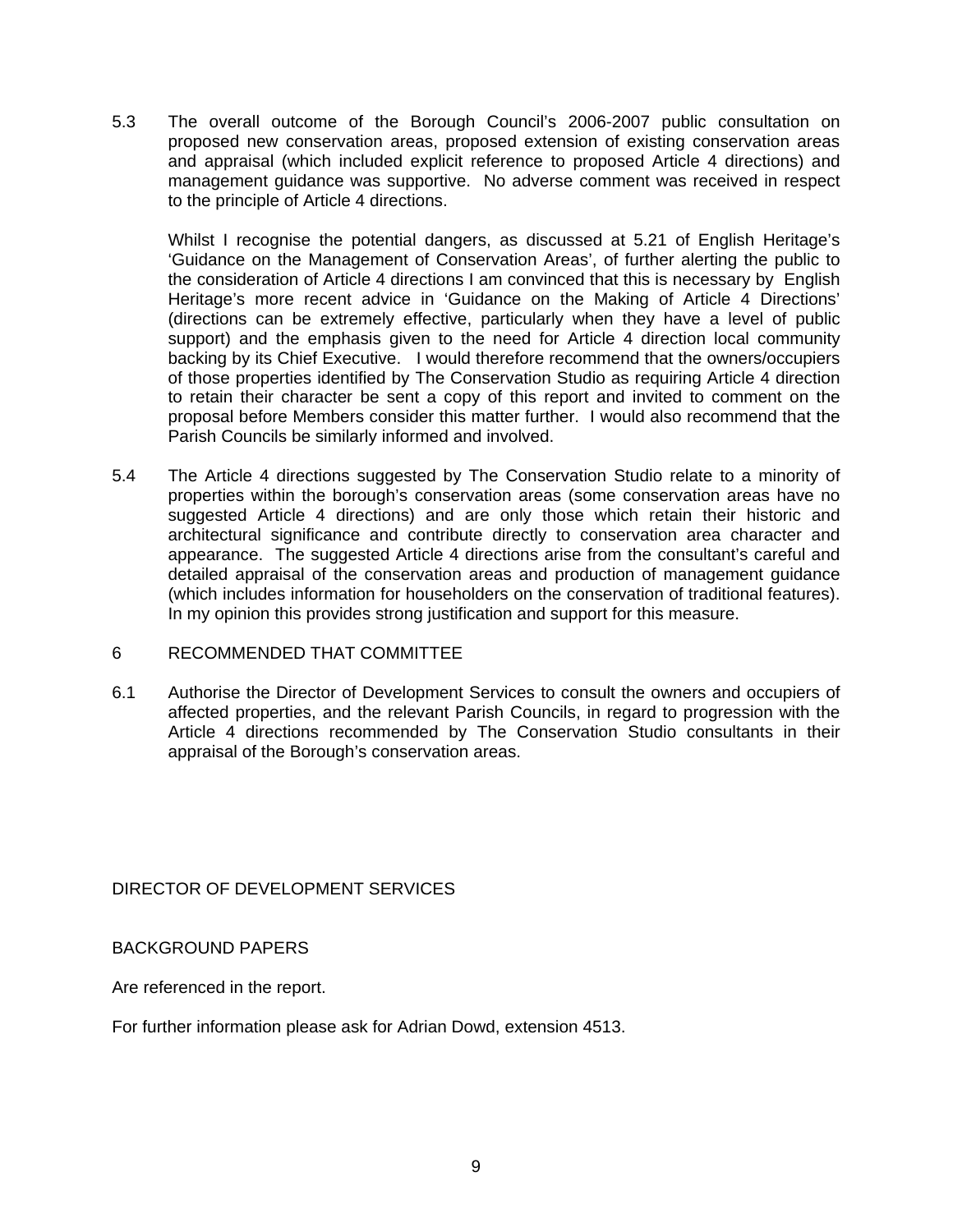5.3 The overall outcome of the Borough Council's 2006-2007 public consultation on proposed new conservation areas, proposed extension of existing conservation areas and appraisal (which included explicit reference to proposed Article 4 directions) and management guidance was supportive. No adverse comment was received in respect to the principle of Article 4 directions.

Whilst I recognise the potential dangers, as discussed at 5.21 of English Heritage's 'Guidance on the Management of Conservation Areas', of further alerting the public to the consideration of Article 4 directions I am convinced that this is necessary by English Heritage's more recent advice in 'Guidance on the Making of Article 4 Directions' (directions can be extremely effective, particularly when they have a level of public support) and the emphasis given to the need for Article 4 direction local community backing by its Chief Executive. I would therefore recommend that the owners/occupiers of those properties identified by The Conservation Studio as requiring Article 4 direction to retain their character be sent a copy of this report and invited to comment on the proposal before Members consider this matter further. I would also recommend that the Parish Councils be similarly informed and involved.

5.4 The Article 4 directions suggested by The Conservation Studio relate to a minority of properties within the borough's conservation areas (some conservation areas have no suggested Article 4 directions) and are only those which retain their historic and architectural significance and contribute directly to conservation area character and appearance. The suggested Article 4 directions arise from the consultant's careful and detailed appraisal of the conservation areas and production of management guidance (which includes information for householders on the conservation of traditional features). In my opinion this provides strong justification and support for this measure.

## 6 RECOMMENDED THAT COMMITTEE

6.1 Authorise the Director of Development Services to consult the owners and occupiers of affected properties, and the relevant Parish Councils, in regard to progression with the Article 4 directions recommended by The Conservation Studio consultants in their appraisal of the Borough's conservation areas.

DIRECTOR OF DEVELOPMENT SERVICES

BACKGROUND PAPERS

Are referenced in the report.

For further information please ask for Adrian Dowd, extension 4513.